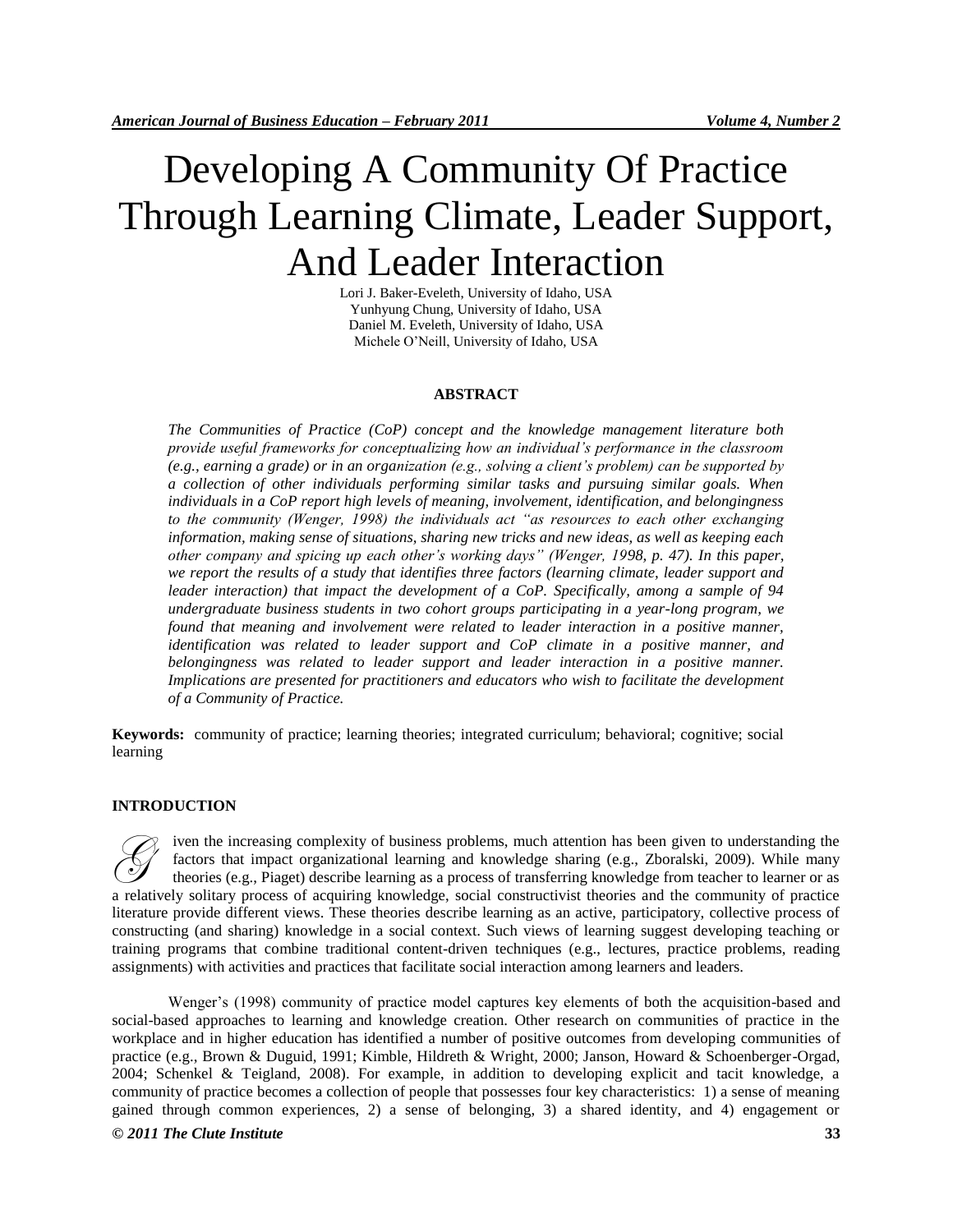# Developing A Community Of Practice Through Learning Climate, Leader Support, And Leader Interaction

Lori J. Baker-Eveleth, University of Idaho, USA
Yunhyung Chung, University of Idaho, USA
Daniel M. Eveleth, University of Idaho, USA
Michele O'Neill, University of Idaho, USA

## ABSTRACT

*The Communities of Practice (CoP) concept and the knowledge management literature both provide useful frameworks for conceptualizing how an individual's performance in the classroom (e.g., earning a grade) or in an organization (e.g., solving a client's problem) can be supported by a collection of other individuals performing similar tasks and pursuing similar goals. When individuals in a CoP report high levels of meaning, involvement, identification, and belongingness to the community (Wenger, 1998) the individuals act "as resources to each other exchanging information, making sense of situations, sharing new tricks and new ideas, as well as keeping each other company and spicing up each other's working days" (Wenger, 1998, p. 47). In this paper, we report the results of a study that identifies three factors (learning climate, leader support and leader interaction) that impact the development of a CoP. Specifically, among a sample of 94 undergraduate business students in two cohort groups participating in a year-long program, we found that meaning and involvement were related to leader interaction in a positive manner, identification was related to leader support and CoP climate in a positive manner, and belongingness was related to leader support and leader interaction in a positive manner. Implications are presented for practitioners and educators who wish to facilitate the development of a Community of Practice.*

**Keywords:** community of practice; learning theories; integrated curriculum; behavioral; cognitive; social learning

## INTRODUCTION

Given the increasing complexity of business problems, much attention has been given to understanding the factors that impact organizational learning and knowledge sharing (e.g., Zboralski, 2009). While many theories (e.g., Piaget) describe learning as a process of transferring knowledge from teacher to learner or as a relatively solitary process of acquiring knowledge, social constructivist theories and the community of practice literature provide different views. These theories describe learning as an active, participatory, collective process of constructing (and sharing) knowledge in a social context. Such views of learning suggest developing teaching or training programs that combine traditional content-driven techniques (e.g., lectures, practice problems, reading assignments) with activities and practices that facilitate social interaction among learners and leaders.

Wenger's (1998) community of practice model captures key elements of both the acquisition-based and social-based approaches to learning and knowledge creation. Other research on communities of practice in the workplace and in higher education has identified a number of positive outcomes from developing communities of practice (e.g., Brown & Duguid, 1991; Kimble, Hildreth & Wright, 2000; Janson, Howard & Schoenberger-Orgad, 2004; Schenkel & Teigland, 2008). For example, in addition to developing explicit and tacit knowledge, a community of practice becomes a collection of people that possesses four key characteristics: 1) a sense of meaning gained through common experiences, 2) a sense of belonging, 3) a shared identity, and 4) engagement or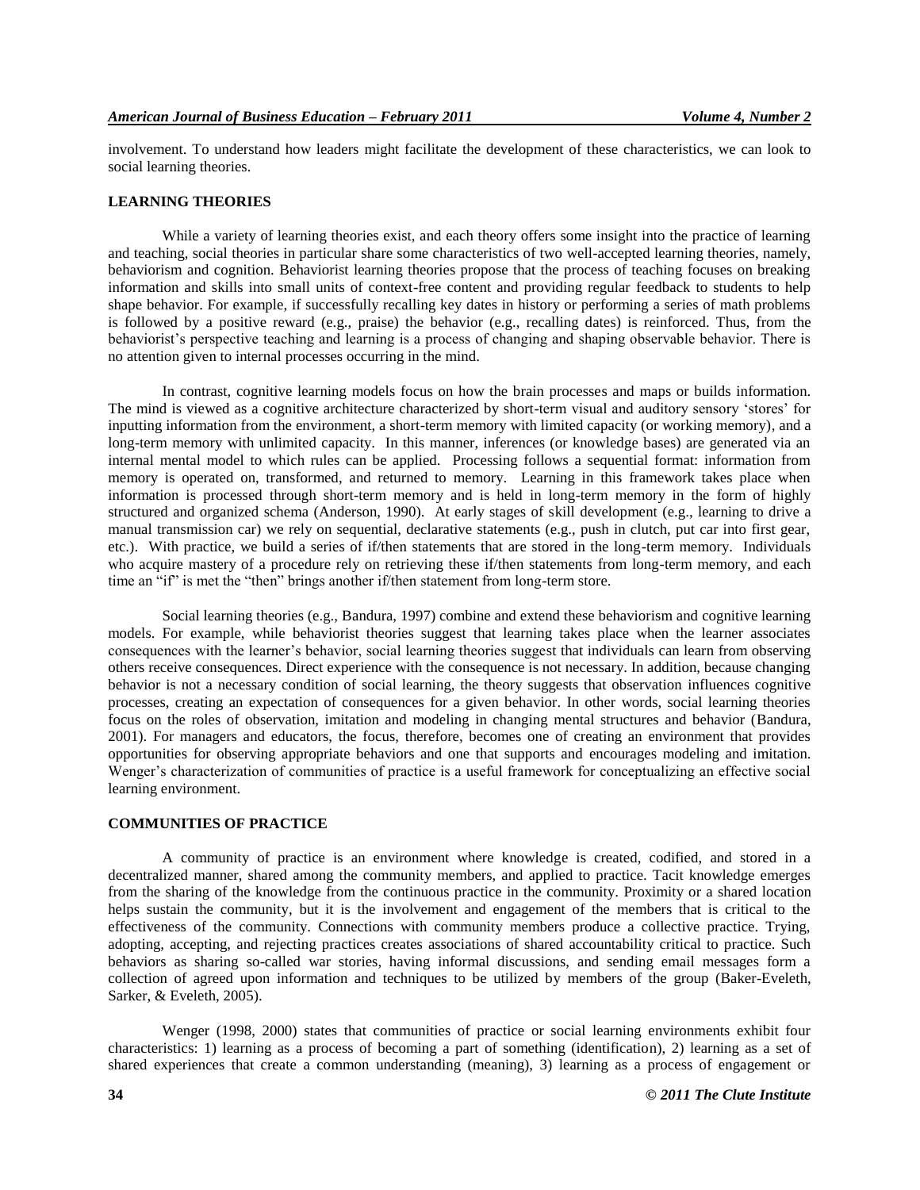involvement. To understand how leaders might facilitate the development of these characteristics, we can look to social learning theories.

## LEARNING THEORIES

While a variety of learning theories exist, and each theory offers some insight into the practice of learning and teaching, social theories in particular share some characteristics of two well-accepted learning theories, namely, behaviorism and cognition. Behaviorist learning theories propose that the process of teaching focuses on breaking information and skills into small units of context-free content and providing regular feedback to students to help shape behavior. For example, if successfully recalling key dates in history or performing a series of math problems is followed by a positive reward (e.g., praise) the behavior (e.g., recalling dates) is reinforced. Thus, from the behaviorist's perspective teaching and learning is a process of changing and shaping observable behavior. There is no attention given to internal processes occurring in the mind.

In contrast, cognitive learning models focus on how the brain processes and maps or builds information. The mind is viewed as a cognitive architecture characterized by short-term visual and auditory sensory 'stores' for inputting information from the environment, a short-term memory with limited capacity (or working memory), and a long-term memory with unlimited capacity. In this manner, inferences (or knowledge bases) are generated via an internal mental model to which rules can be applied. Processing follows a sequential format: information from memory is operated on, transformed, and returned to memory. Learning in this framework takes place when information is processed through short-term memory and is held in long-term memory in the form of highly structured and organized schema (Anderson, 1990). At early stages of skill development (e.g., learning to drive a manual transmission car) we rely on sequential, declarative statements (e.g., push in clutch, put car into first gear, etc.). With practice, we build a series of if/then statements that are stored in the long-term memory. Individuals who acquire mastery of a procedure rely on retrieving these if/then statements from long-term memory, and each time an "if" is met the "then" brings another if/then statement from long-term store.

Social learning theories (e.g., Bandura, 1997) combine and extend these behaviorism and cognitive learning models. For example, while behaviorist theories suggest that learning takes place when the learner associates consequences with the learner's behavior, social learning theories suggest that individuals can learn from observing others receive consequences. Direct experience with the consequence is not necessary. In addition, because changing behavior is not a necessary condition of social learning, the theory suggests that observation influences cognitive processes, creating an expectation of consequences for a given behavior. In other words, social learning theories focus on the roles of observation, imitation and modeling in changing mental structures and behavior (Bandura, 2001). For managers and educators, the focus, therefore, becomes one of creating an environment that provides opportunities for observing appropriate behaviors and one that supports and encourages modeling and imitation. Wenger's characterization of communities of practice is a useful framework for conceptualizing an effective social learning environment.

## COMMUNITIES OF PRACTICE

A community of practice is an environment where knowledge is created, codified, and stored in a decentralized manner, shared among the community members, and applied to practice. Tacit knowledge emerges from the sharing of the knowledge from the continuous practice in the community. Proximity or a shared location helps sustain the community, but it is the involvement and engagement of the members that is critical to the effectiveness of the community. Connections with community members produce a collective practice. Trying, adopting, accepting, and rejecting practices creates associations of shared accountability critical to practice. Such behaviors as sharing so-called war stories, having informal discussions, and sending email messages form a collection of agreed upon information and techniques to be utilized by members of the group (Baker-Eveleth, Sarker, & Eveleth, 2005).

Wenger (1998, 2000) states that communities of practice or social learning environments exhibit four characteristics: 1) learning as a process of becoming a part of something (identification), 2) learning as a set of shared experiences that create a common understanding (meaning), 3) learning as a process of engagement or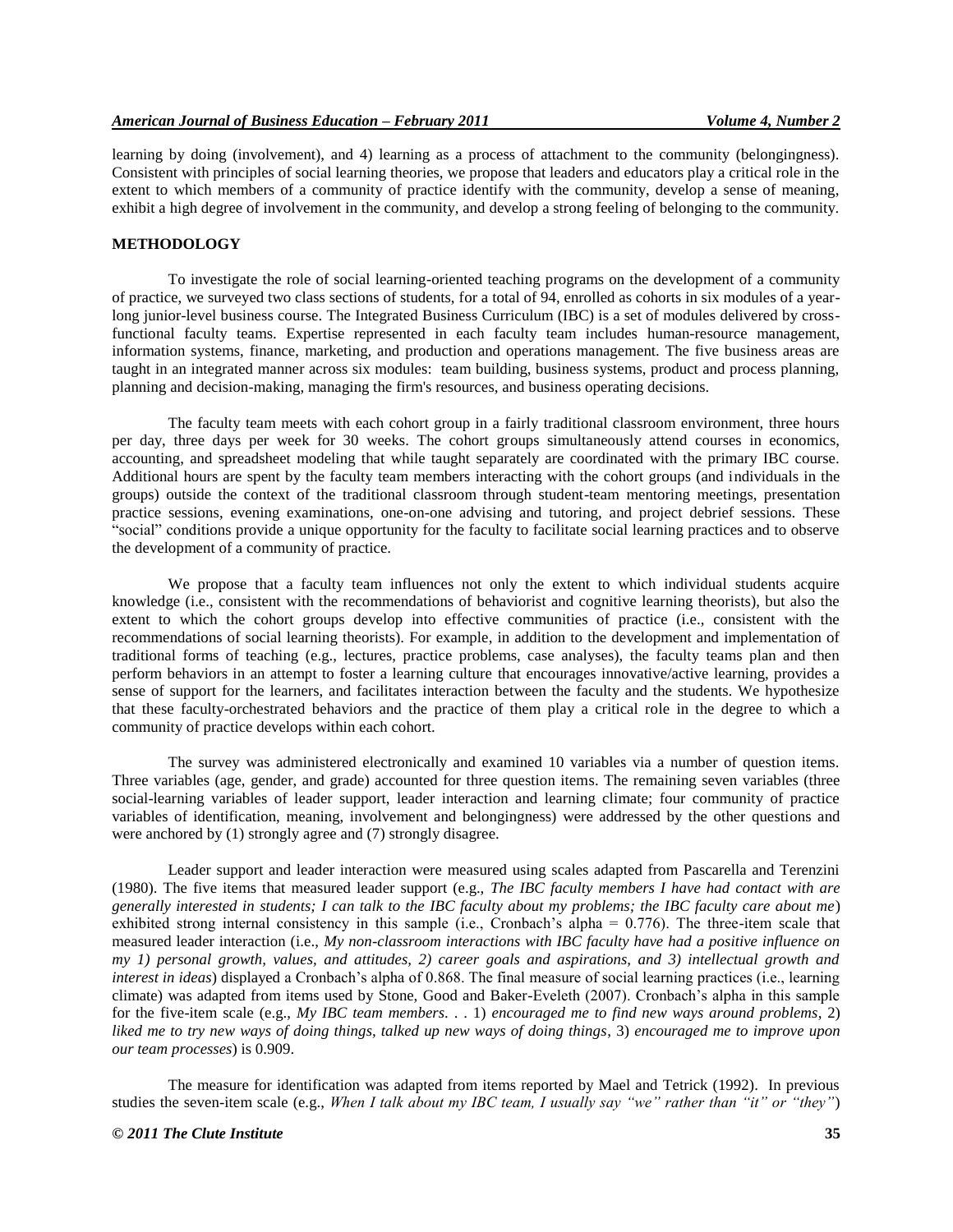learning by doing (involvement), and 4) learning as a process of attachment to the community (belongingness). Consistent with principles of social learning theories, we propose that leaders and educators play a critical role in the extent to which members of a community of practice identify with the community, develop a sense of meaning, exhibit a high degree of involvement in the community, and develop a strong feeling of belonging to the community.

## METHODOLOGY

To investigate the role of social learning-oriented teaching programs on the development of a community of practice, we surveyed two class sections of students, for a total of 94, enrolled as cohorts in six modules of a year-long junior-level business course. The Integrated Business Curriculum (IBC) is a set of modules delivered by cross-functional faculty teams. Expertise represented in each faculty team includes human-resource management, information systems, finance, marketing, and production and operations management. The five business areas are taught in an integrated manner across six modules: team building, business systems, product and process planning, planning and decision-making, managing the firm's resources, and business operating decisions.

The faculty team meets with each cohort group in a fairly traditional classroom environment, three hours per day, three days per week for 30 weeks. The cohort groups simultaneously attend courses in economics, accounting, and spreadsheet modeling that while taught separately are coordinated with the primary IBC course. Additional hours are spent by the faculty team members interacting with the cohort groups (and individuals in the groups) outside the context of the traditional classroom through student-team mentoring meetings, presentation practice sessions, evening examinations, one-on-one advising and tutoring, and project debrief sessions. These "social" conditions provide a unique opportunity for the faculty to facilitate social learning practices and to observe the development of a community of practice.

We propose that a faculty team influences not only the extent to which individual students acquire knowledge (i.e., consistent with the recommendations of behaviorist and cognitive learning theorists), but also the extent to which the cohort groups develop into effective communities of practice (i.e., consistent with the recommendations of social learning theorists). For example, in addition to the development and implementation of traditional forms of teaching (e.g., lectures, practice problems, case analyses), the faculty teams plan and then perform behaviors in an attempt to foster a learning culture that encourages innovative/active learning, provides a sense of support for the learners, and facilitates interaction between the faculty and the students. We hypothesize that these faculty-orchestrated behaviors and the practice of them play a critical role in the degree to which a community of practice develops within each cohort.

The survey was administered electronically and examined 10 variables via a number of question items. Three variables (age, gender, and grade) accounted for three question items. The remaining seven variables (three social-learning variables of leader support, leader interaction and learning climate; four community of practice variables of identification, meaning, involvement and belongingness) were addressed by the other questions and were anchored by (1) strongly agree and (7) strongly disagree.

Leader support and leader interaction were measured using scales adapted from Pascarella and Terenzini (1980). The five items that measured leader support (e.g., *The IBC faculty members I have had contact with are generally interested in students; I can talk to the IBC faculty about my problems; the IBC faculty care about me*) exhibited strong internal consistency in this sample (i.e., Cronbach's alpha = 0.776). The three-item scale that measured leader interaction (i.e., *My non-classroom interactions with IBC faculty have had a positive influence on my 1) personal growth, values, and attitudes, 2) career goals and aspirations, and 3) intellectual growth and interest in ideas*) displayed a Cronbach's alpha of 0.868. The final measure of social learning practices (i.e., learning climate) was adapted from items used by Stone, Good and Baker-Eveleth (2007). Cronbach's alpha in this sample for the five-item scale (e.g., *My IBC team members. . .* 1) *encouraged me to find new ways around problems*, 2) *liked me to try new ways of doing things, talked up new ways of doing things*, 3) *encouraged me to improve upon our team processes*) is 0.909.

The measure for identification was adapted from items reported by Mael and Tetrick (1992). In previous studies the seven-item scale (e.g., *When I talk about my IBC team, I usually say "we" rather than "it" or "they"*)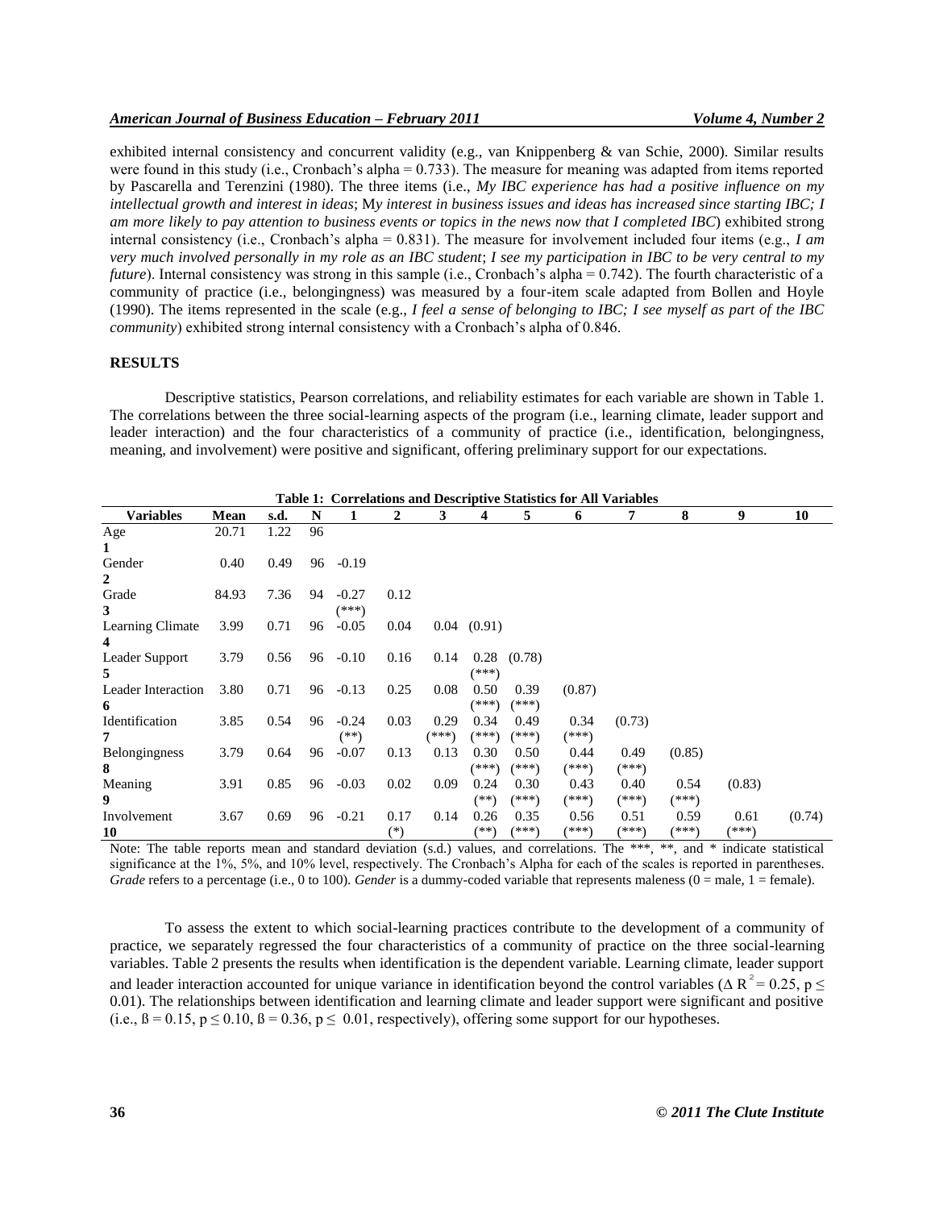exhibited internal consistency and concurrent validity (e.g., van Knippenberg & van Schie, 2000). Similar results were found in this study (i.e., Cronbach's alpha = 0.733). The measure for meaning was adapted from items reported by Pascarella and Terenzini (1980). The three items (i.e., *My IBC experience has had a positive influence on my intellectual growth and interest in ideas*; M*y interest in business issues and ideas has increased since starting IBC; I am more likely to pay attention to business events or topics in the news now that I completed IBC*) exhibited strong internal consistency (i.e., Cronbach's alpha = 0.831). The measure for involvement included four items (e.g., *I am very much involved personally in my role as an IBC student*; *I see my participation in IBC to be very central to my future*). Internal consistency was strong in this sample (i.e., Cronbach's alpha = 0.742). The fourth characteristic of a community of practice (i.e., belongingness) was measured by a four-item scale adapted from Bollen and Hoyle (1990). The items represented in the scale (e.g., *I feel a sense of belonging to IBC; I see myself as part of the IBC community*) exhibited strong internal consistency with a Cronbach's alpha of 0.846.

## RESULTS

Descriptive statistics, Pearson correlations, and reliability estimates for each variable are shown in Table 1. The correlations between the three social-learning aspects of the program (i.e., learning climate, leader support and leader interaction) and the four characteristics of a community of practice (i.e., identification, belongingness, meaning, and involvement) were positive and significant, offering preliminary support for our expectations.

**Table 1: Correlations and Descriptive Statistics for All Variables**

| Variables | Mean | s.d. | N | 1 | 2 | 3 | 4 | 5 | 6 | 7 | 8 | 9 | 10 |
|---|---|---|---|---|---|---|---|---|---|---|---|---|---|
| Age 1 | 20.71 | 1.22 | 96 | | | | | | | | | | |
| Gender 2 | 0.40 | 0.49 | 96 | -0.19 | | | | | | | | | |
| Grade 3 | 84.93 | 7.36 | 94 | -0.27 (***) | 0.12 | | | | | | | | |
| Learning Climate 4 | 3.99 | 0.71 | 96 | -0.05 | 0.04 | 0.04 | (0.91) | | | | | | |
| Leader Support 5 | 3.79 | 0.56 | 96 | -0.10 | 0.16 | 0.14 | 0.28 (***) | (0.78) | | | | | |
| Leader Interaction 6 | 3.80 | 0.71 | 96 | -0.13 | 0.25 | 0.08 | 0.50 (***) | 0.39 (***) | (0.87) | | | | |
| Identification 7 | 3.85 | 0.54 | 96 | -0.24 (**) | 0.03 | 0.29 (***) | 0.34 (***) | 0.49 (***) | 0.34 (***) | (0.73) | | | |
| Belongingness 8 | 3.79 | 0.64 | 96 | -0.07 | 0.13 | 0.13 | 0.30 (***) | 0.50 (***) | 0.44 (***) | 0.49 (***) | (0.85) | | |
| Meaning 9 | 3.91 | 0.85 | 96 | -0.03 | 0.02 | 0.09 | 0.24 (**) | 0.30 (***) | 0.43 (***) | 0.40 (***) | 0.54 (***) | (0.83) | |
| Involvement 10 | 3.67 | 0.69 | 96 | -0.21 | 0.17 (*) | 0.14 | 0.26 (**) | 0.35 (***) | 0.56 (***) | 0.51 (***) | 0.59 (***) | 0.61 (***) | (0.74) |

Note: The table reports mean and standard deviation (s.d.) values, and correlations. The ***, **, and * indicate statistical significance at the 1%, 5%, and 10% level, respectively. The Cronbach's Alpha for each of the scales is reported in parentheses. *Grade* refers to a percentage (i.e., 0 to 100). *Gender* is a dummy-coded variable that represents maleness (0 = male, 1 = female).

To assess the extent to which social-learning practices contribute to the development of a community of practice, we separately regressed the four characteristics of a community of practice on the three social-learning variables. Table 2 presents the results when identification is the dependent variable. Learning climate, leader support and leader interaction accounted for unique variance in identification beyond the control variables ($\Delta R^2 = 0.25$, $p \leq 0.01$). The relationships between identification and learning climate and leader support were significant and positive (i.e., $\beta = 0.15$, $p \leq 0.10$, $\beta = 0.36$, $p \leq 0.01$, respectively), offering some support for our hypotheses.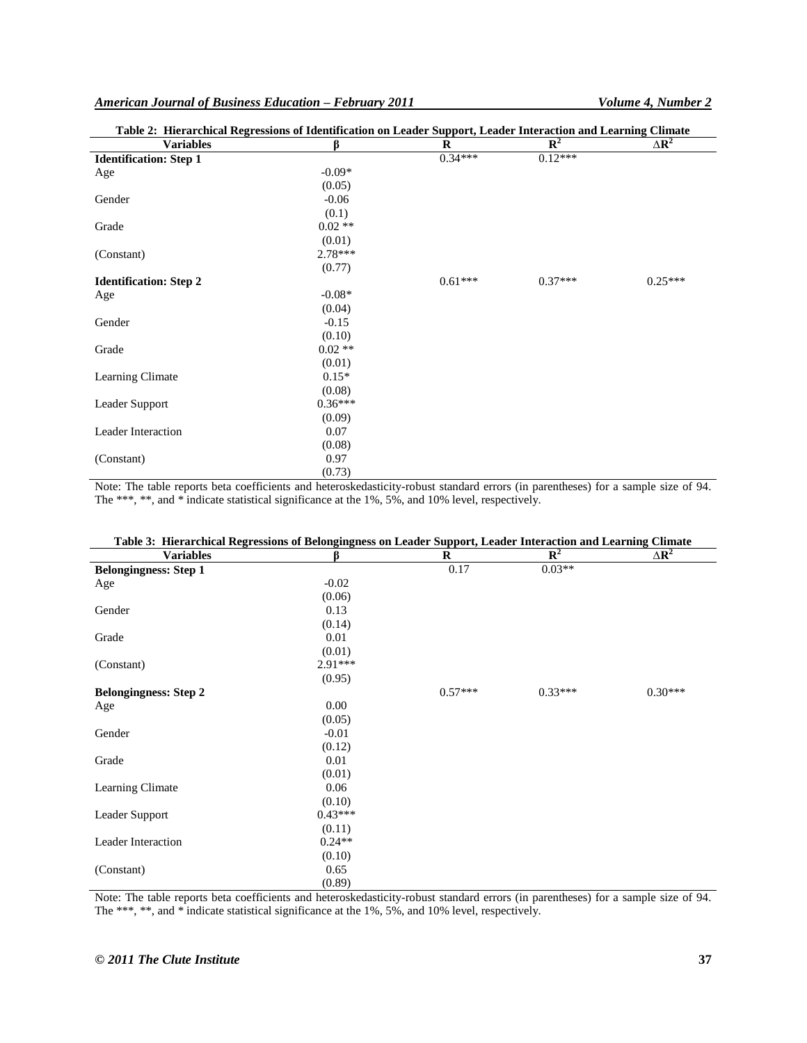**Table 2: Hierarchical Regressions of Identification on Leader Support, Leader Interaction and Learning Climate**

| Variables | β | R | $R^2$ | $\Delta R^2$ |
|---|---|---|---|---|
| **Identification: Step 1** | | 0.34*** | 0.12*** | |
| Age | -0.09* | | | |
| | (0.05) | | | |
| Gender | -0.06 | | | |
| | (0.1) | | | |
| Grade | 0.02 ** | | | |
| | (0.01) | | | |
| (Constant) | 2.78*** | | | |
| | (0.77) | | | |
| **Identification: Step 2** | | 0.61*** | 0.37*** | 0.25*** |
| Age | -0.08* | | | |
| | (0.04) | | | |
| Gender | -0.15 | | | |
| | (0.10) | | | |
| Grade | 0.02 ** | | | |
| | (0.01) | | | |
| Learning Climate | 0.15* | | | |
| | (0.08) | | | |
| Leader Support | 0.36*** | | | |
| | (0.09) | | | |
| Leader Interaction | 0.07 | | | |
| | (0.08) | | | |
| (Constant) | 0.97 | | | |
| | (0.73) | | | |

Note: The table reports beta coefficients and heteroskedasticity-robust standard errors (in parentheses) for a sample size of 94. The ***, **, and * indicate statistical significance at the 1%, 5%, and 10% level, respectively.

**Table 3: Hierarchical Regressions of Belongingness on Leader Support, Leader Interaction and Learning Climate**

| Variables | β | R | $R^2$ | $\Delta R^2$ |
|---|---|---|---|---|
| **Belongingness: Step 1** | | 0.17 | 0.03** | |
| Age | -0.02 | | | |
| | (0.06) | | | |
| Gender | 0.13 | | | |
| | (0.14) | | | |
| Grade | 0.01 | | | |
| | (0.01) | | | |
| (Constant) | 2.91*** | | | |
| | (0.95) | | | |
| **Belongingness: Step 2** | | 0.57*** | 0.33*** | 0.30*** |
| Age | 0.00 | | | |
| | (0.05) | | | |
| Gender | -0.01 | | | |
| | (0.12) | | | |
| Grade | 0.01 | | | |
| | (0.01) | | | |
| Learning Climate | 0.06 | | | |
| | (0.10) | | | |
| Leader Support | 0.43*** | | | |
| | (0.11) | | | |
| Leader Interaction | 0.24** | | | |
| | (0.10) | | | |
| (Constant) | 0.65 | | | |
| | (0.89) | | | |

Note: The table reports beta coefficients and heteroskedasticity-robust standard errors (in parentheses) for a sample size of 94. The ***, **, and * indicate statistical significance at the 1%, 5%, and 10% level, respectively.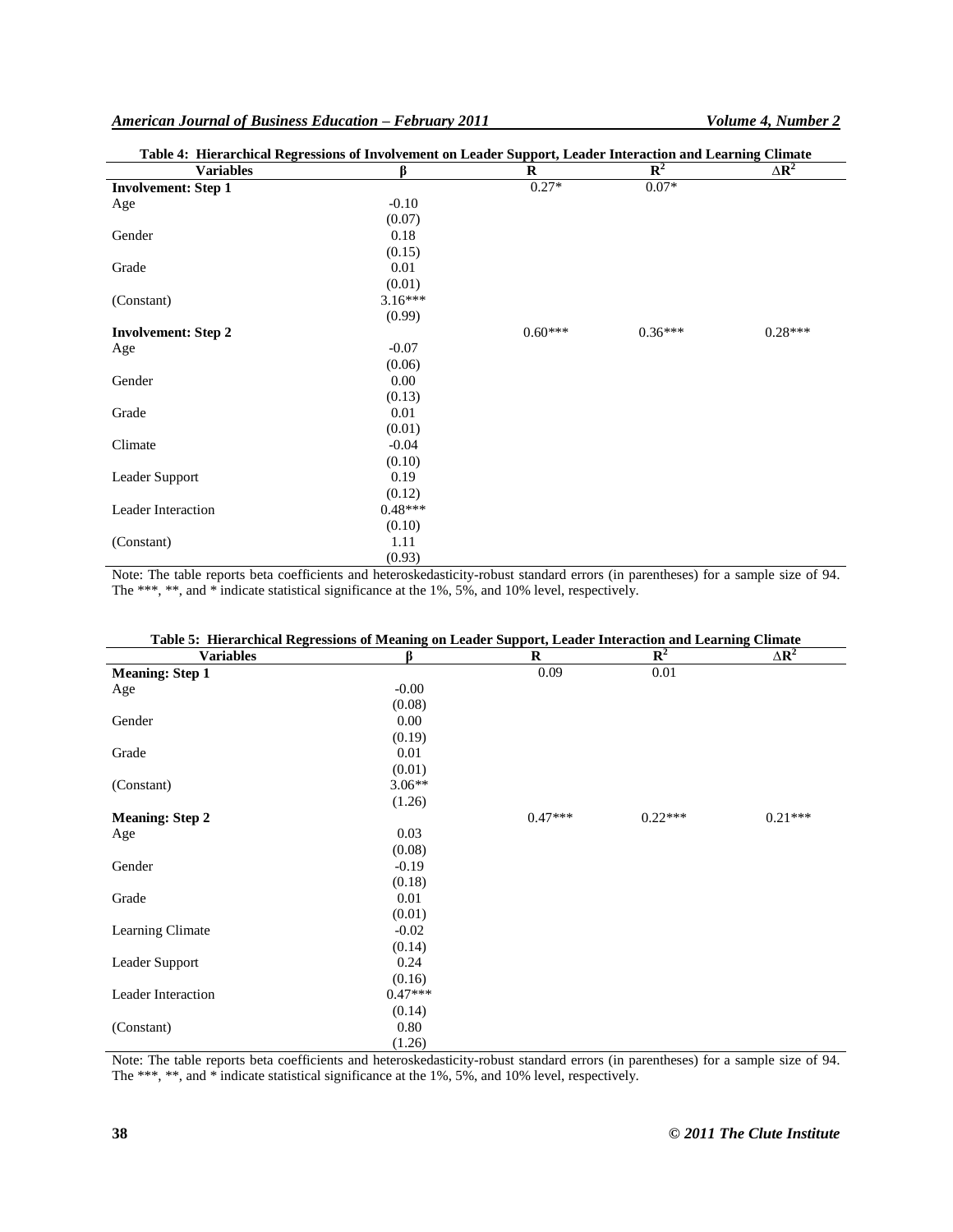**Table 4: Hierarchical Regressions of Involvement on Leader Support, Leader Interaction and Learning Climate**

| Variables | β | R | $R^2$ | $\Delta R^2$ |
|---|---|---|---|---|
| **Involvement: Step 1** | | 0.27* | 0.07* | |
| Age | -0.10 | | | |
| | (0.07) | | | |
| Gender | 0.18 | | | |
| | (0.15) | | | |
| Grade | 0.01 | | | |
| | (0.01) | | | |
| (Constant) | 3.16*** | | | |
| | (0.99) | | | |
| **Involvement: Step 2** | | 0.60*** | 0.36*** | 0.28*** |
| Age | -0.07 | | | |
| | (0.06) | | | |
| Gender | 0.00 | | | |
| | (0.13) | | | |
| Grade | 0.01 | | | |
| | (0.01) | | | |
| Climate | -0.04 | | | |
| | (0.10) | | | |
| Leader Support | 0.19 | | | |
| | (0.12) | | | |
| Leader Interaction | 0.48*** | | | |
| | (0.10) | | | |
| (Constant) | 1.11 | | | |
| | (0.93) | | | |

Note: The table reports beta coefficients and heteroskedasticity-robust standard errors (in parentheses) for a sample size of 94. The ***, **, and * indicate statistical significance at the 1%, 5%, and 10% level, respectively.

**Table 5: Hierarchical Regressions of Meaning on Leader Support, Leader Interaction and Learning Climate**

| Variables | β | R | $R^2$ | $\Delta R^2$ |
|---|---|---|---|---|
| **Meaning: Step 1** | | 0.09 | 0.01 | |
| Age | -0.00 | | | |
| | (0.08) | | | |
| Gender | 0.00 | | | |
| | (0.19) | | | |
| Grade | 0.01 | | | |
| | (0.01) | | | |
| (Constant) | 3.06** | | | |
| | (1.26) | | | |
| **Meaning: Step 2** | | 0.47*** | 0.22*** | 0.21*** |
| Age | 0.03 | | | |
| | (0.08) | | | |
| Gender | -0.19 | | | |
| | (0.18) | | | |
| Grade | 0.01 | | | |
| | (0.01) | | | |
| Learning Climate | -0.02 | | | |
| | (0.14) | | | |
| Leader Support | 0.24 | | | |
| | (0.16) | | | |
| Leader Interaction | 0.47*** | | | |
| | (0.14) | | | |
| (Constant) | 0.80 | | | |
| | (1.26) | | | |

Note: The table reports beta coefficients and heteroskedasticity-robust standard errors (in parentheses) for a sample size of 94. The ***, **, and * indicate statistical significance at the 1%, 5%, and 10% level, respectively.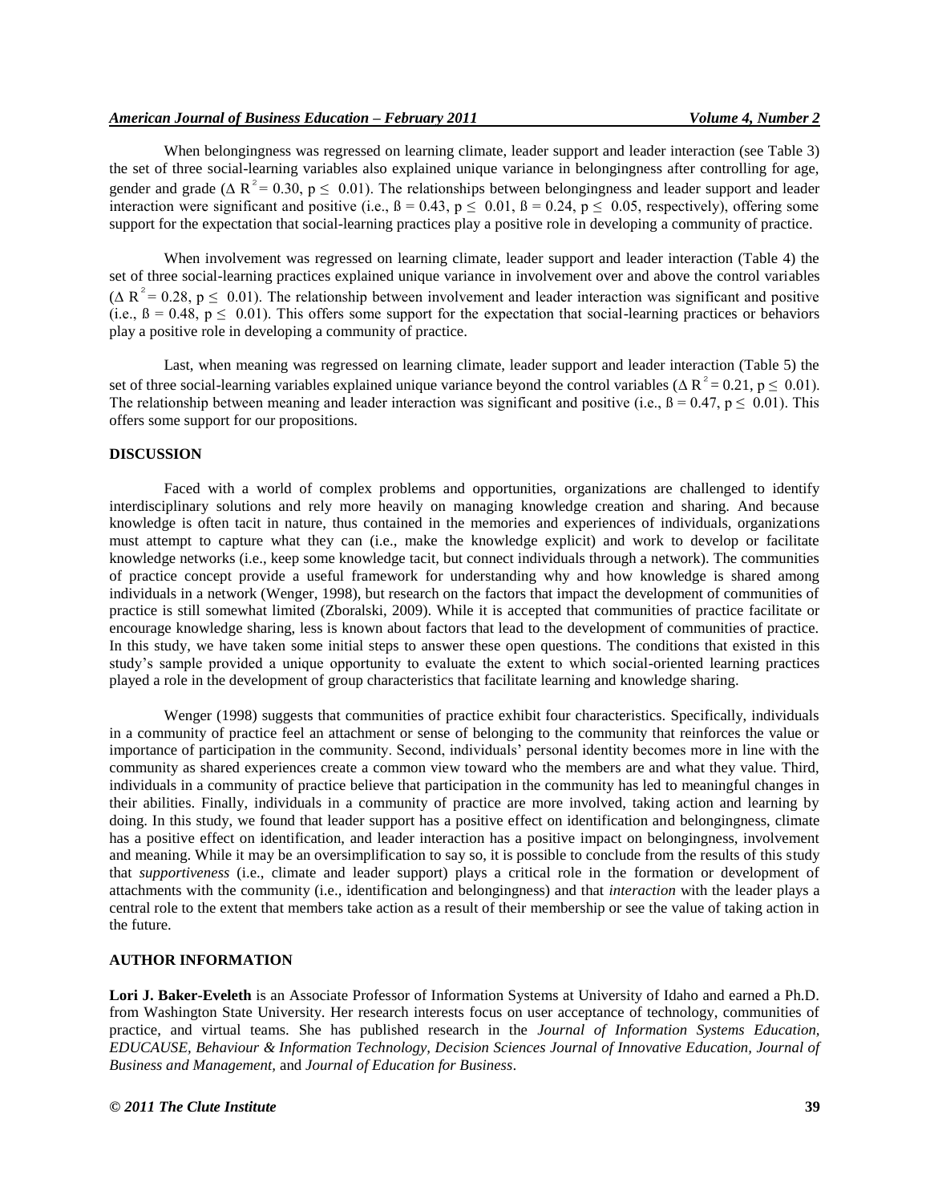When belongingness was regressed on learning climate, leader support and leader interaction (see Table 3) the set of three social-learning variables also explained unique variance in belongingness after controlling for age, gender and grade ($\Delta R^2 = 0.30$, $p \leq 0.01$). The relationships between belongingness and leader support and leader interaction were significant and positive (i.e., $\beta = 0.43$, $p \leq 0.01$, $\beta = 0.24$, $p \leq 0.05$, respectively), offering some support for the expectation that social-learning practices play a positive role in developing a community of practice.

When involvement was regressed on learning climate, leader support and leader interaction (Table 4) the set of three social-learning practices explained unique variance in involvement over and above the control variables ($\Delta R^2 = 0.28$, $p \leq 0.01$). The relationship between involvement and leader interaction was significant and positive (i.e., $\beta = 0.48$, $p \leq 0.01$). This offers some support for the expectation that social-learning practices or behaviors play a positive role in developing a community of practice.

Last, when meaning was regressed on learning climate, leader support and leader interaction (Table 5) the set of three social-learning variables explained unique variance beyond the control variables ($\Delta R^2 = 0.21$, $p \leq 0.01$). The relationship between meaning and leader interaction was significant and positive (i.e., $\beta = 0.47$, $p \leq 0.01$). This offers some support for our propositions.

## DISCUSSION

Faced with a world of complex problems and opportunities, organizations are challenged to identify interdisciplinary solutions and rely more heavily on managing knowledge creation and sharing. And because knowledge is often tacit in nature, thus contained in the memories and experiences of individuals, organizations must attempt to capture what they can (i.e., make the knowledge explicit) and work to develop or facilitate knowledge networks (i.e., keep some knowledge tacit, but connect individuals through a network). The communities of practice concept provide a useful framework for understanding why and how knowledge is shared among individuals in a network (Wenger, 1998), but research on the factors that impact the development of communities of practice is still somewhat limited (Zboralski, 2009). While it is accepted that communities of practice facilitate or encourage knowledge sharing, less is known about factors that lead to the development of communities of practice. In this study, we have taken some initial steps to answer these open questions. The conditions that existed in this study's sample provided a unique opportunity to evaluate the extent to which social-oriented learning practices played a role in the development of group characteristics that facilitate learning and knowledge sharing.

Wenger (1998) suggests that communities of practice exhibit four characteristics. Specifically, individuals in a community of practice feel an attachment or sense of belonging to the community that reinforces the value or importance of participation in the community. Second, individuals' personal identity becomes more in line with the community as shared experiences create a common view toward who the members are and what they value. Third, individuals in a community of practice believe that participation in the community has led to meaningful changes in their abilities. Finally, individuals in a community of practice are more involved, taking action and learning by doing. In this study, we found that leader support has a positive effect on identification and belongingness, climate has a positive effect on identification, and leader interaction has a positive impact on belongingness, involvement and meaning. While it may be an oversimplification to say so, it is possible to conclude from the results of this study that *supportiveness* (i.e., climate and leader support) plays a critical role in the formation or development of attachments with the community (i.e., identification and belongingness) and that *interaction* with the leader plays a central role to the extent that members take action as a result of their membership or see the value of taking action in the future.

## AUTHOR INFORMATION

**Lori J. Baker-Eveleth** is an Associate Professor of Information Systems at University of Idaho and earned a Ph.D. from Washington State University. Her research interests focus on user acceptance of technology, communities of practice, and virtual teams. She has published research in the *Journal of Information Systems Education, EDUCAUSE, Behaviour & Information Technology, Decision Sciences Journal of Innovative Education, Journal of Business and Management,* and *Journal of Education for Business*.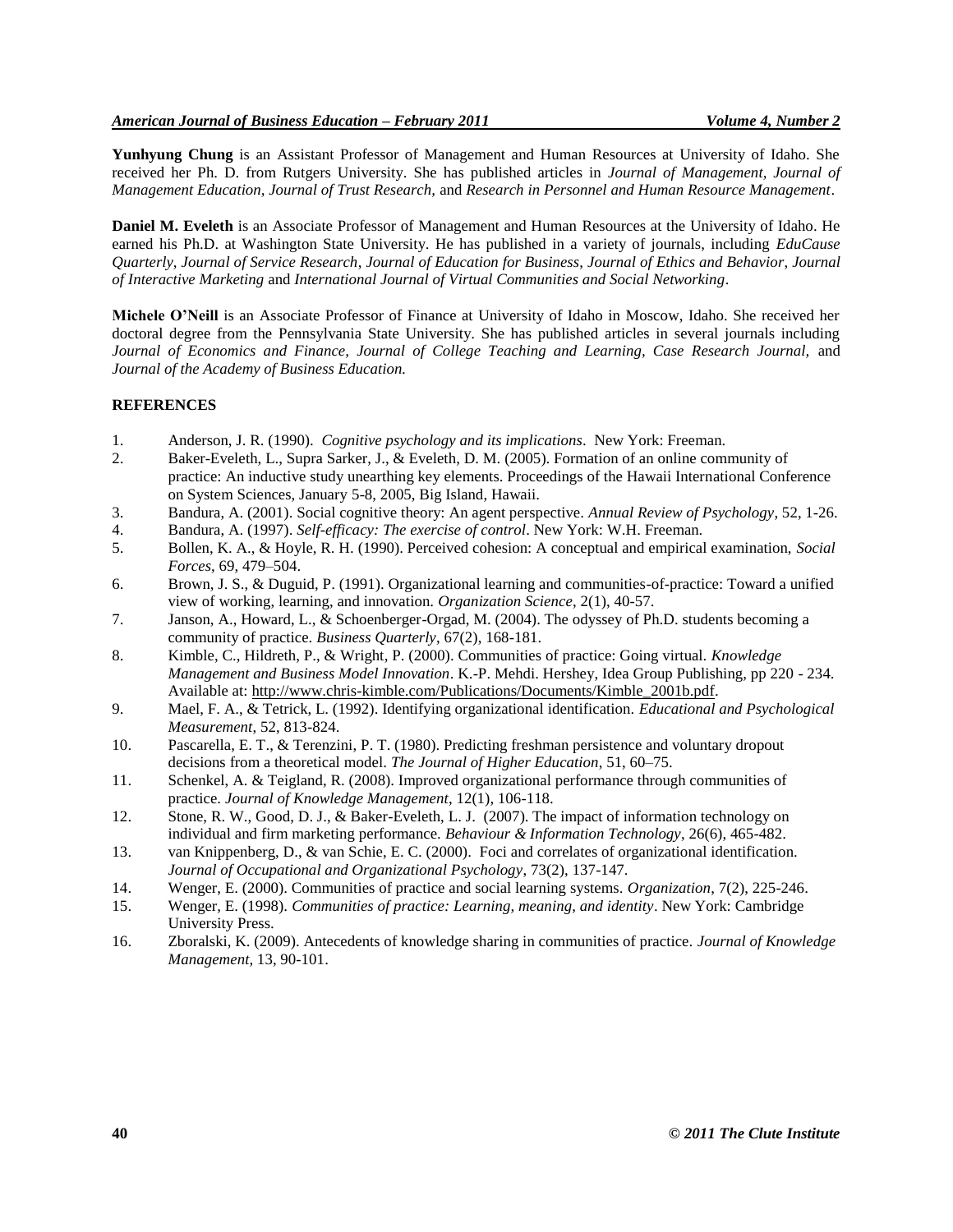**Yunhyung Chung** is an Assistant Professor of Management and Human Resources at University of Idaho. She received her Ph. D. from Rutgers University. She has published articles in *Journal of Management*, *Journal of Management Education*, *Journal of Trust Research*, and *Research in Personnel and Human Resource Management*.

**Daniel M. Eveleth** is an Associate Professor of Management and Human Resources at the University of Idaho. He earned his Ph.D. at Washington State University. He has published in a variety of journals, including *EduCause Quarterly*, *Journal of Service Research*, *Journal of Education for Business*, *Journal of Ethics and Behavior*, *Journal of Interactive Marketing* and *International Journal of Virtual Communities and Social Networking*.

**Michele O'Neill** is an Associate Professor of Finance at University of Idaho in Moscow, Idaho. She received her doctoral degree from the Pennsylvania State University. She has published articles in several journals including *Journal of Economics and Finance, Journal of College Teaching and Learning, Case Research Journal,* and *Journal of the Academy of Business Education.*

## REFERENCES

1. Anderson, J. R. (1990). *Cognitive psychology and its implications*. New York: Freeman.
2. Baker-Eveleth, L., Supra Sarker, J., & Eveleth, D. M. (2005). Formation of an online community of practice: An inductive study unearthing key elements. Proceedings of the Hawaii International Conference on System Sciences, January 5-8, 2005, Big Island, Hawaii.
3. Bandura, A. (2001). Social cognitive theory: An agent perspective. *Annual Review of Psychology*, 52, 1-26.
4. Bandura, A. (1997). *Self-efficacy: The exercise of control*. New York: W.H. Freeman.
5. Bollen, K. A., & Hoyle, R. H. (1990). Perceived cohesion: A conceptual and empirical examination, *Social Forces*, 69, 479–504.
6. Brown, J. S., & Duguid, P. (1991). Organizational learning and communities-of-practice: Toward a unified view of working, learning, and innovation. *Organization Science*, 2(1), 40-57.
7. Janson, A., Howard, L., & Schoenberger-Orgad, M. (2004). The odyssey of Ph.D. students becoming a community of practice. *Business Quarterly*, 67(2), 168-181.
8. Kimble, C., Hildreth, P., & Wright, P. (2000). Communities of practice: Going virtual. *Knowledge Management and Business Model Innovation*. K.-P. Mehdi. Hershey, Idea Group Publishing, pp 220 - 234. Available at: http://www.chris-kimble.com/Publications/Documents/Kimble_2001b.pdf.
9. Mael, F. A., & Tetrick, L. (1992). Identifying organizational identification. *Educational and Psychological Measurement*, 52, 813-824.
10. Pascarella, E. T., & Terenzini, P. T. (1980). Predicting freshman persistence and voluntary dropout decisions from a theoretical model. *The Journal of Higher Education*, 51, 60–75.
11. Schenkel, A. & Teigland, R. (2008). Improved organizational performance through communities of practice. *Journal of Knowledge Management*, 12(1), 106-118.
12. Stone, R. W., Good, D. J., & Baker-Eveleth, L. J. (2007). The impact of information technology on individual and firm marketing performance. *Behaviour & Information Technology*, 26(6), 465-482.
13. van Knippenberg, D., & van Schie, E. C. (2000). Foci and correlates of organizational identification. *Journal of Occupational and Organizational Psychology*, 73(2), 137-147.
14. Wenger, E. (2000). Communities of practice and social learning systems. *Organization*, 7(2), 225-246.
15. Wenger, E. (1998). *Communities of practice: Learning, meaning, and identity*. New York: Cambridge University Press.
16. Zboralski, K. (2009). Antecedents of knowledge sharing in communities of practice. *Journal of Knowledge Management*, 13, 90-101.